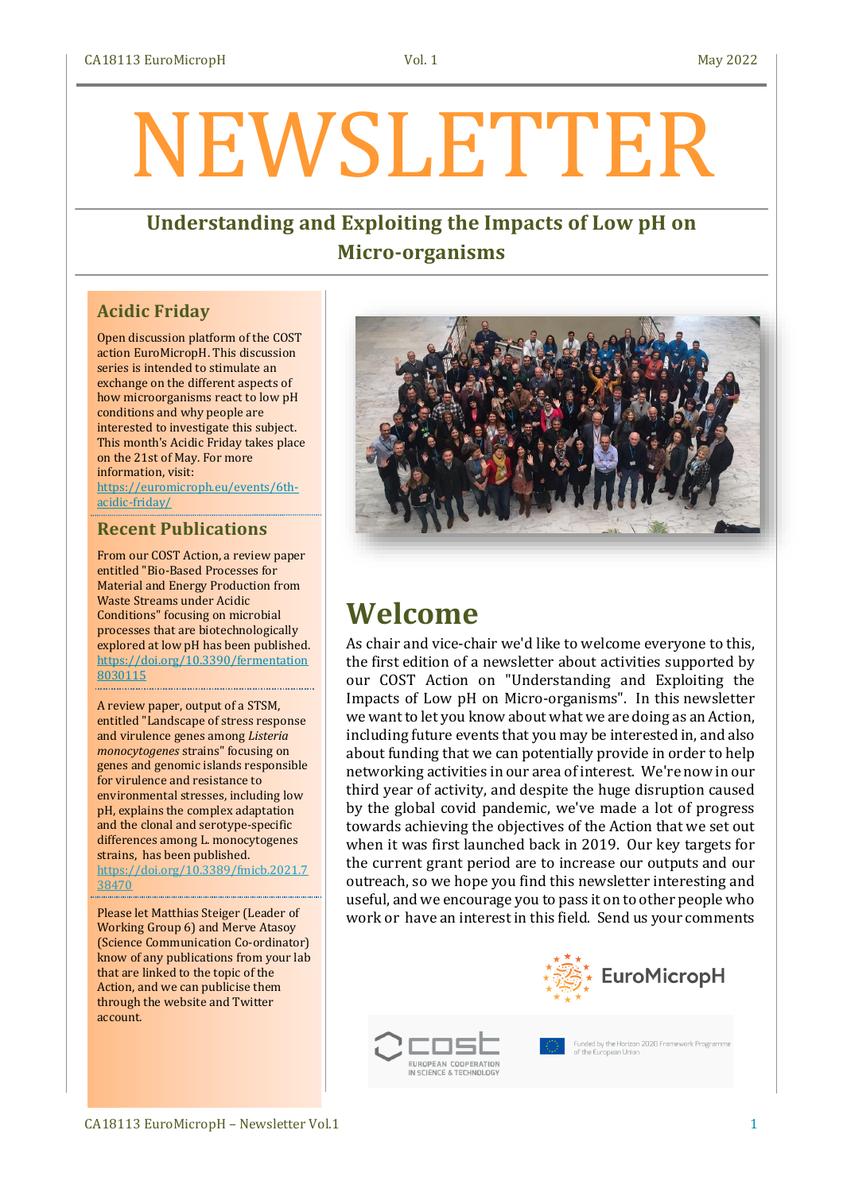# NEWSLETTER

## Understanding and Exploiting the Impacts of Low pH on Micro-organisms

### Acidic Friday

Open discussion platform of the COST action EuroMicropH. This discussion series is intended to stimulate an exchange on the different aspects of how microorganisms react to low pH conditions and why people are interested to investigate this subject. This month's Acidic Friday takes place on the 21st of May. For more information, visit: https://euromicroph.eu/events/6th-acidic-friday/

### Recent Publications

From our COST Action, a review paper entitled "Bio-Based Processes for Material and Energy Production from Waste Streams under Acidic Conditions" focusing on microbial processes that are biotechnologically explored at low pH has been published. https://doi.org/10.3390/fermentation8030115

A review paper, output of a STSM, entitled "Landscape of stress response and virulence genes among *Listeria monocytogenes* strains" focusing on genes and genomic islands responsible for virulence and resistance to environmental stresses, including low pH, explains the complex adaptation and the clonal and serotype-specific differences among L. monocytogenes strains, has been published. https://doi.org/10.3389/fmicb.2021.738470

Please let Matthias Steiger (Leader of Working Group 6) and Merve Atasoy (Science Communication Co-ordinator) know of any publications from your lab that are linked to the topic of the Action, and we can publicise them through the website and Twitter account.

# Welcome

As chair and vice-chair we'd like to welcome everyone to this, the first edition of a newsletter about activities supported by our COST Action on "Understanding and Exploiting the Impacts of Low pH on Micro-organisms". In this newsletter we want to let you know about what we are doing as an Action, including future events that you may be interested in, and also about funding that we can potentially provide in order to help networking activities in our area of interest. We're now in our third year of activity, and despite the huge disruption caused by the global covid pandemic, we've made a lot of progress towards achieving the objectives of the Action that we set out when it was first launched back in 2019. Our key targets for the current grant period are to increase our outputs and our outreach, so we hope you find this newsletter interesting and useful, and we encourage you to pass it on to other people who work or have an interest in this field. Send us your comments

EuroMicropH

cost EUROPEAN COOPERATION IN SCIENCE & TECHNOLOGY

Funded by the Horizon 2020 Framework Programme of the European Union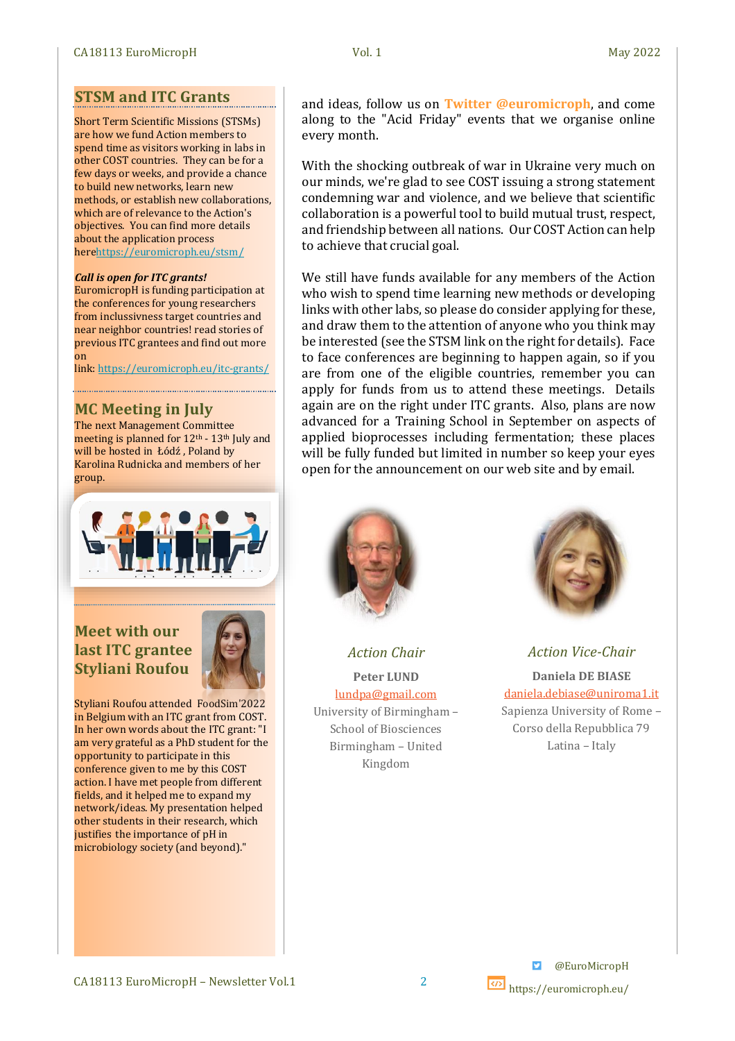## STSM and ITC Grants

Short Term Scientific Missions (STSMs) are how we fund Action members to spend time as visitors working in labs in other COST countries. They can be for a few days or weeks, and provide a chance to build new networks, learn new methods, or establish new collaborations, which are of relevance to the Action's objectives. You can find more details about the application process herehttps://euromicroph.eu/stsm/

***Call is open for ITC grants!***
EuromicropH is funding participation at the conferences for young researchers from inclussivness target countries and near neighbor countries! read stories of previous ITC grantees and find out more on link: https://euromicroph.eu/itc-grants/

## MC Meeting in July

The next Management Committee meeting is planned for 12th - 13th July and will be hosted in Łódź , Poland by Karolina Rudnicka and members of her group.

## Meet with our last ITC grantee Styliani Roufou

Styliani Roufou attended FoodSim'2022 in Belgium with an ITC grant from COST. In her own words about the ITC grant: "I am very grateful as a PhD student for the opportunity to participate in this conference given to me by this COST action. I have met people from different fields, and it helped me to expand my network/ideas. My presentation helped other students in their research, which justifies the importance of pH in microbiology society (and beyond)."

and ideas, follow us on **Twitter @euromicroph**, and come along to the "Acid Friday" events that we organise online every month.

With the shocking outbreak of war in Ukraine very much on our minds, we're glad to see COST issuing a strong statement condemning war and violence, and we believe that scientific collaboration is a powerful tool to build mutual trust, respect, and friendship between all nations. Our COST Action can help to achieve that crucial goal.

We still have funds available for any members of the Action who wish to spend time learning new methods or developing links with other labs, so please do consider applying for these, and draw them to the attention of anyone who you think may be interested (see the STSM link on the right for details). Face to face conferences are beginning to happen again, so if you are from one of the eligible countries, remember you can apply for funds from us to attend these meetings. Details again are on the right under ITC grants. Also, plans are now advanced for a Training School in September on aspects of applied bioprocesses including fermentation; these places will be fully funded but limited in number so keep your eyes open for the announcement on our web site and by email.

*Action Chair*

**Peter LUND**
lundpa@gmail.com
University of Birmingham – School of Biosciences
Birmingham – United Kingdom

*Action Vice-Chair*

**Daniela DE BIASE**
daniela.debiase@uniroma1.it
Sapienza University of Rome – Corso della Repubblica 79
Latina – Italy

@EuroMicropH
https://euromicroph.eu/